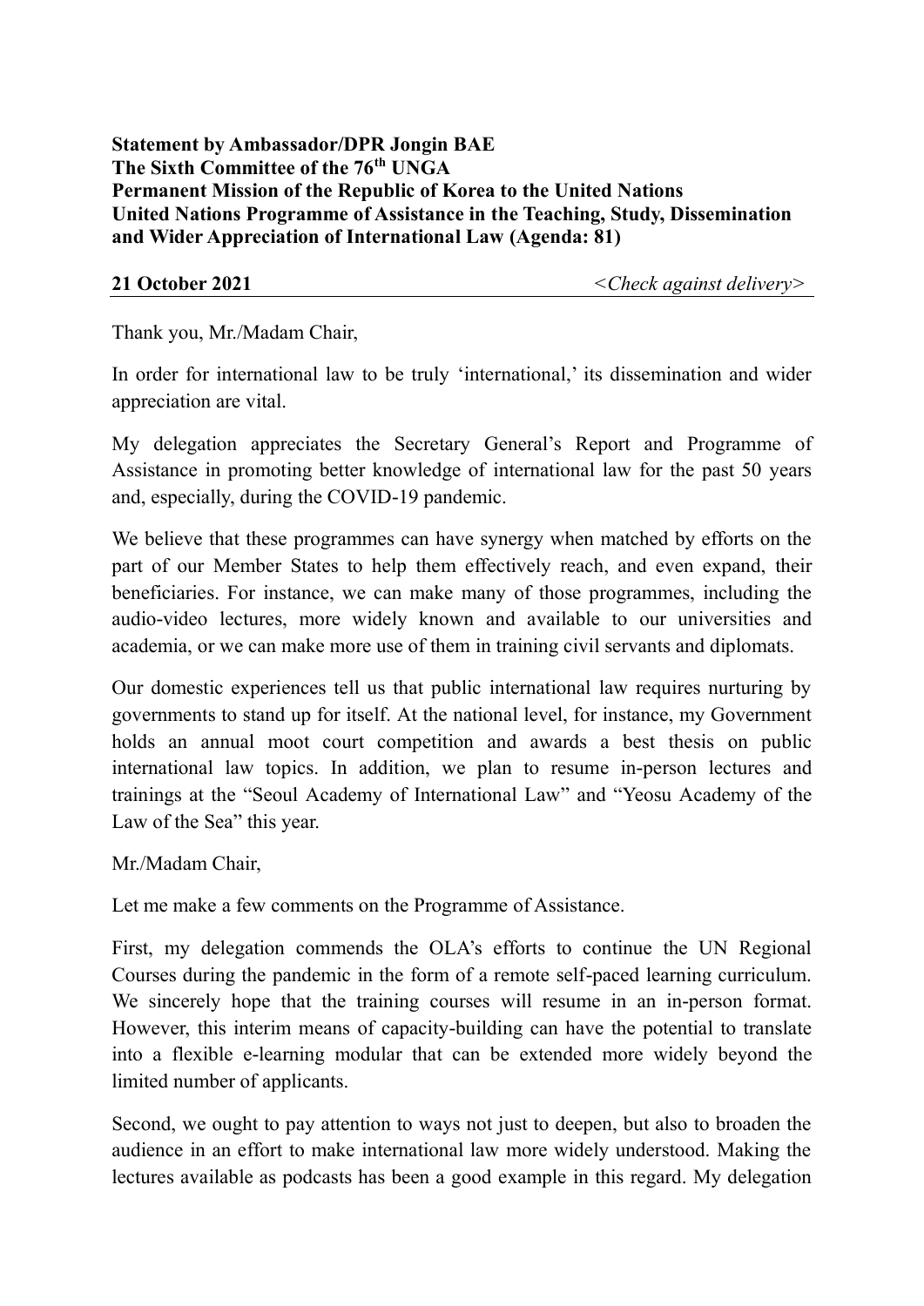**Statement by Ambassador/DPR Jongin BAE**
**The Sixth Committee of the 76th UNGA**
**Permanent Mission of the Republic of Korea to the United Nations**
**United Nations Programme of Assistance in the Teaching, Study, Dissemination and Wider Appreciation of International Law (Agenda: 81)**

**21 October 2021** *<Check against delivery>*

---

Thank you, Mr./Madam Chair,

In order for international law to be truly 'international,' its dissemination and wider appreciation are vital.

My delegation appreciates the Secretary General's Report and Programme of Assistance in promoting better knowledge of international law for the past 50 years and, especially, during the COVID-19 pandemic.

We believe that these programmes can have synergy when matched by efforts on the part of our Member States to help them effectively reach, and even expand, their beneficiaries. For instance, we can make many of those programmes, including the audio-video lectures, more widely known and available to our universities and academia, or we can make more use of them in training civil servants and diplomats.

Our domestic experiences tell us that public international law requires nurturing by governments to stand up for itself. At the national level, for instance, my Government holds an annual moot court competition and awards a best thesis on public international law topics. In addition, we plan to resume in-person lectures and trainings at the "Seoul Academy of International Law" and "Yeosu Academy of the Law of the Sea" this year.

Mr./Madam Chair,

Let me make a few comments on the Programme of Assistance.

First, my delegation commends the OLA's efforts to continue the UN Regional Courses during the pandemic in the form of a remote self-paced learning curriculum. We sincerely hope that the training courses will resume in an in-person format. However, this interim means of capacity-building can have the potential to translate into a flexible e-learning modular that can be extended more widely beyond the limited number of applicants.

Second, we ought to pay attention to ways not just to deepen, but also to broaden the audience in an effort to make international law more widely understood. Making the lectures available as podcasts has been a good example in this regard. My delegation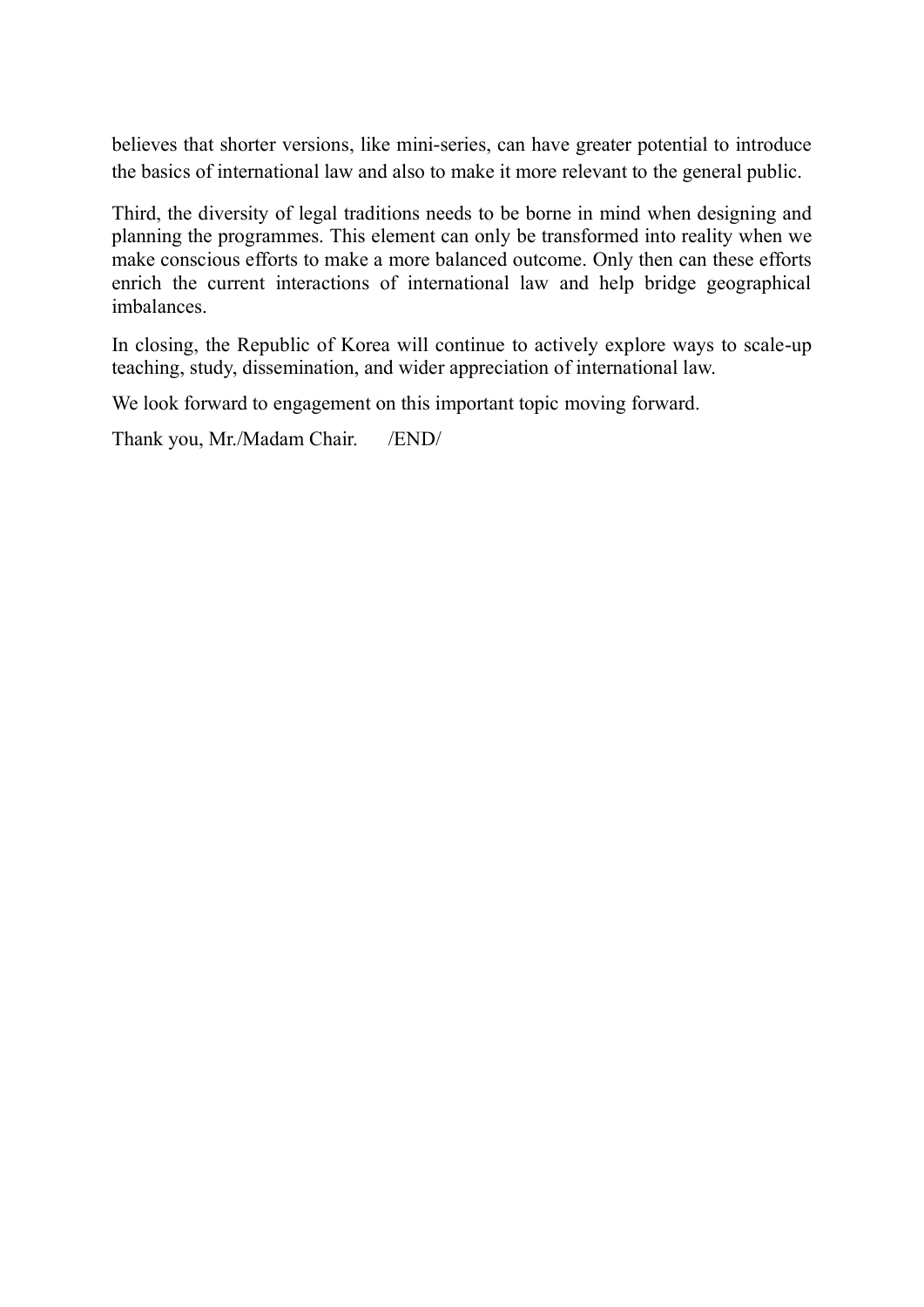believes that shorter versions, like mini-series, can have greater potential to introduce the basics of international law and also to make it more relevant to the general public.

Third, the diversity of legal traditions needs to be borne in mind when designing and planning the programmes. This element can only be transformed into reality when we make conscious efforts to make a more balanced outcome. Only then can these efforts enrich the current interactions of international law and help bridge geographical imbalances.

In closing, the Republic of Korea will continue to actively explore ways to scale-up teaching, study, dissemination, and wider appreciation of international law.

We look forward to engagement on this important topic moving forward.

Thank you, Mr./Madam Chair. /END/